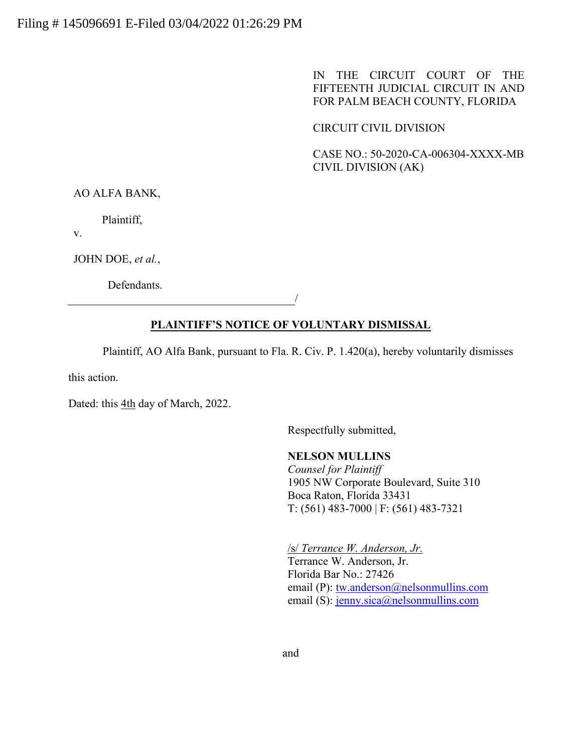Filing # 145096691 E-Filed 03/04/2022 01:26:29 PM

IN THE CIRCUIT COURT OF THE FIFTEENTH JUDICIAL CIRCUIT IN AND FOR PALM BEACH COUNTY, FLORIDA

CIRCUIT CIVIL DIVISION

CASE NO.: 50-2020-CA-006304-XXXX-MB
CIVIL DIVISION (AK)

AO ALFA BANK,

Plaintiff,

v.

JOHN DOE, *et al.*,

Defendants.

_________________________________________/

**PLAINTIFF'S NOTICE OF VOLUNTARY DISMISSAL**

Plaintiff, AO Alfa Bank, pursuant to Fla. R. Civ. P. 1.420(a), hereby voluntarily dismisses this action.

Dated: this 4th day of March, 2022.

Respectfully submitted,

**NELSON MULLINS**
*Counsel for Plaintiff*
1905 NW Corporate Boulevard, Suite 310
Boca Raton, Florida 33431
T: (561) 483-7000 | F: (561) 483-7321

/s/ *Terrance W. Anderson, Jr.*
Terrance W. Anderson, Jr.
Florida Bar No.: 27426
email (P): tw.anderson@nelsonmullins.com
email (S): jenny.sica@nelsonmullins.com

and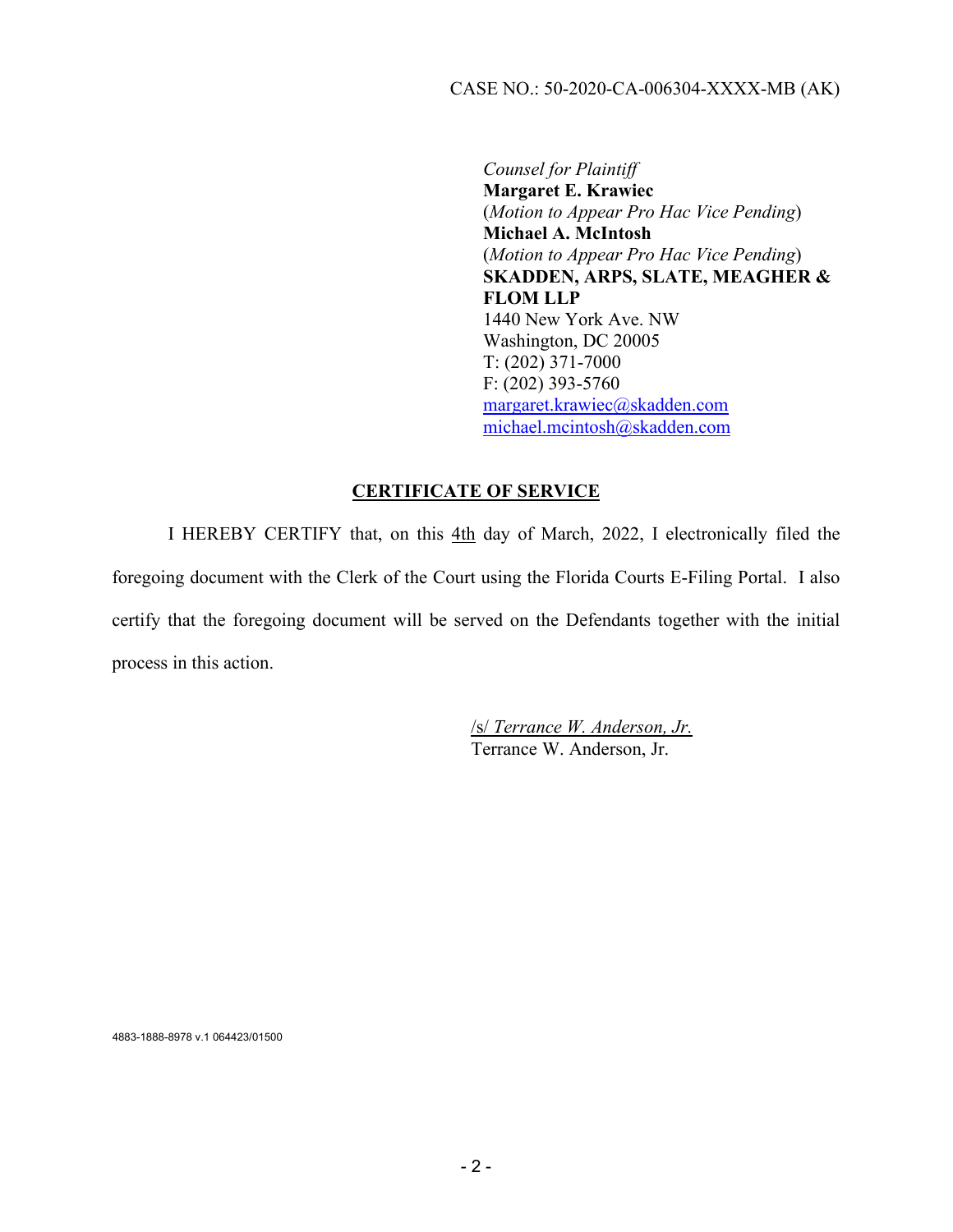*Counsel for Plaintiff*
**Margaret E. Krawiec**
(*Motion to Appear Pro Hac Vice Pending*)
**Michael A. McIntosh**
(*Motion to Appear Pro Hac Vice Pending*)
**SKADDEN, ARPS, SLATE, MEAGHER & FLOM LLP**
1440 New York Ave. NW
Washington, DC 20005
T: (202) 371-7000
F: (202) 393-5760
margaret.krawiec@skadden.com
michael.mcintosh@skadden.com

## CERTIFICATE OF SERVICE

I HEREBY CERTIFY that, on this 4th day of March, 2022, I electronically filed the foregoing document with the Clerk of the Court using the Florida Courts E-Filing Portal. I also certify that the foregoing document will be served on the Defendants together with the initial process in this action.

/s/ *Terrance W. Anderson, Jr.*
Terrance W. Anderson, Jr.

4883-1888-8978 v.1 064423/01500